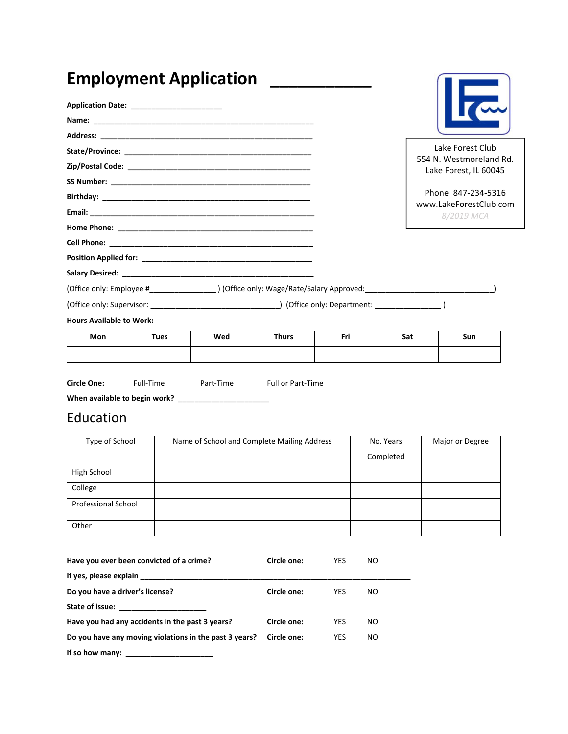# Employment Application ___________

Lake Forest Club
554 N. Westmoreland Rd.
Lake Forest, IL 60045

Phone: 847-234-5316
www.LakeForestClub.com
*8/2019 MCA*

**Application Date:** ______________________

**Name:** ____________________________________________________

**Address:** __________________________________________________

**State/Province:** ______________________________________________

**Zip/Postal Code:** _____________________________________________

**SS Number:** _________________________________________________

**Birthday:** __________________________________________________

**Email:** _____________________________________________________

**Home Phone:** _______________________________________________

**Cell Phone:** _________________________________________________

**Position Applied for:** __________________________________________

**Salary Desired:** ______________________________________________

(Office only: Employee #________________ ) (Office only: Wage/Rate/Salary Approved:________________________________)

(Office only: Supervisor: ______________________________) (Office only: Department: ________________ )

**Hours Available to Work:**

| Mon | Tues | Wed | Thurs | Fri | Sat | Sun |
|---|---|---|---|---|---|---|
| | | | | | | |

**Circle One:** Full-Time Part-Time Full or Part-Time

**When available to begin work?** ______________________

## Education

| Type of School | Name of School and Complete Mailing Address | No. Years Completed | Major or Degree |
|---|---|---|---|
| High School | | | |
| College | | | |
| Professional School | | | |
| Other | | | |

**Have you ever been convicted of a crime?** **Circle one:** YES NO

**If yes, please explain** ______________________________________________________________

**Do you have a driver's license?** **Circle one:** YES NO

**State of issue:** _____________________

**Have you had any accidents in the past 3 years?** **Circle one:** YES NO

**Do you have any moving violations in the past 3 years?** **Circle one:** YES NO

**If so how many:** _____________________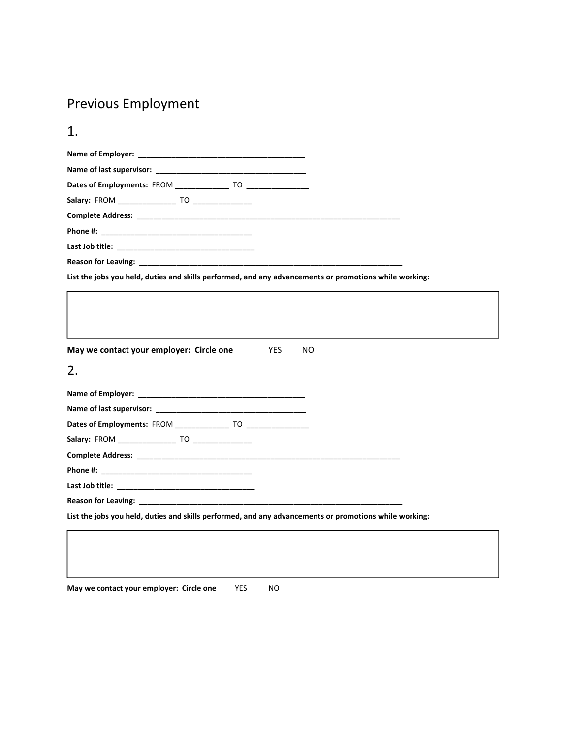# Previous Employment

## 1.

**Name of Employer:** ________________________________________

**Name of last supervisor:** ____________________________________

**Dates of Employments:** FROM _____________ TO _______________

**Salary:** FROM ______________ TO ______________

**Complete Address:** ________________________________________________________________

**Phone #:** ____________________________________

**Last Job title:** _________________________________

**Reason for Leaving:** _______________________________________________________________

**List the jobs you held, duties and skills performed, and any advancements or promotions while working:**

**May we contact your employer: Circle one** YES NO

## 2.

**Name of Employer:** ________________________________________

**Name of last supervisor:** ____________________________________

**Dates of Employments:** FROM _____________ TO _______________

**Salary:** FROM ______________ TO ______________

**Complete Address:** ________________________________________________________________

**Phone #:** ____________________________________

**Last Job title:** _________________________________

**Reason for Leaving:** _______________________________________________________________

**List the jobs you held, duties and skills performed, and any advancements or promotions while working:**

**May we contact your employer: Circle one** YES NO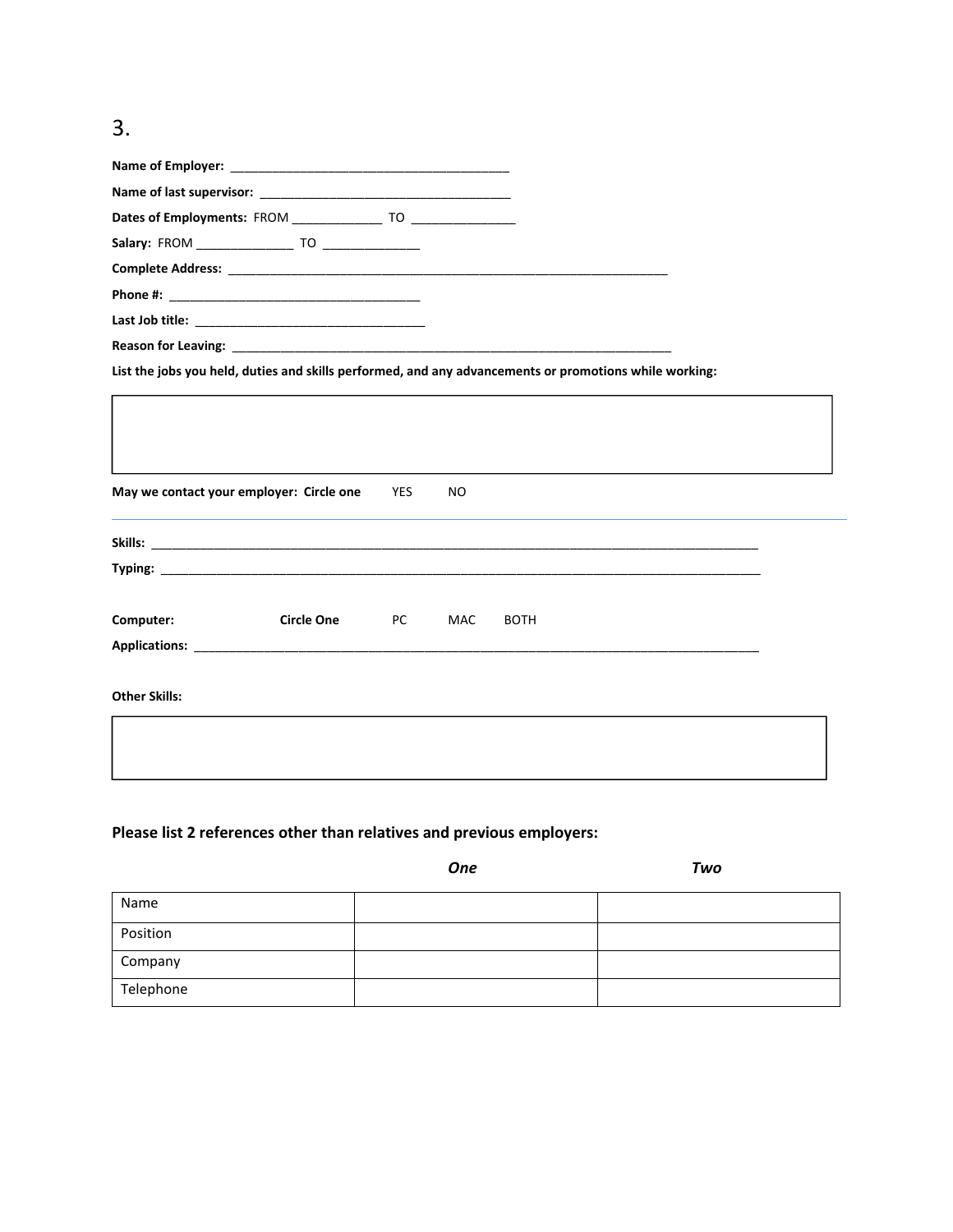3.

**Name of Employer:** ________________________________________

**Name of last supervisor:** ____________________________________

**Dates of Employments:** FROM _____________ TO _______________

**Salary:** FROM ______________ TO ______________

**Complete Address:** _______________________________________________________________

**Phone #:** ____________________________________

**Last Job title:** _________________________________

**Reason for Leaving:** _______________________________________________________________

**List the jobs you held, duties and skills performed, and any advancements or promotions while working:**

**May we contact your employer: Circle one** YES NO

---

**Skills:** ________________________________________________________________________________________

**Typing:** ________________________________________________________________________________________

**Computer:** **Circle One** PC MAC BOTH

**Applications:** ____________________________________________________________________________________

**Other Skills:**

### Please list 2 references other than relatives and previous employers:

| | ***One*** | ***Two*** |
|---|---|---|
| Name | | |
| Position | | |
| Company | | |
| Telephone | | |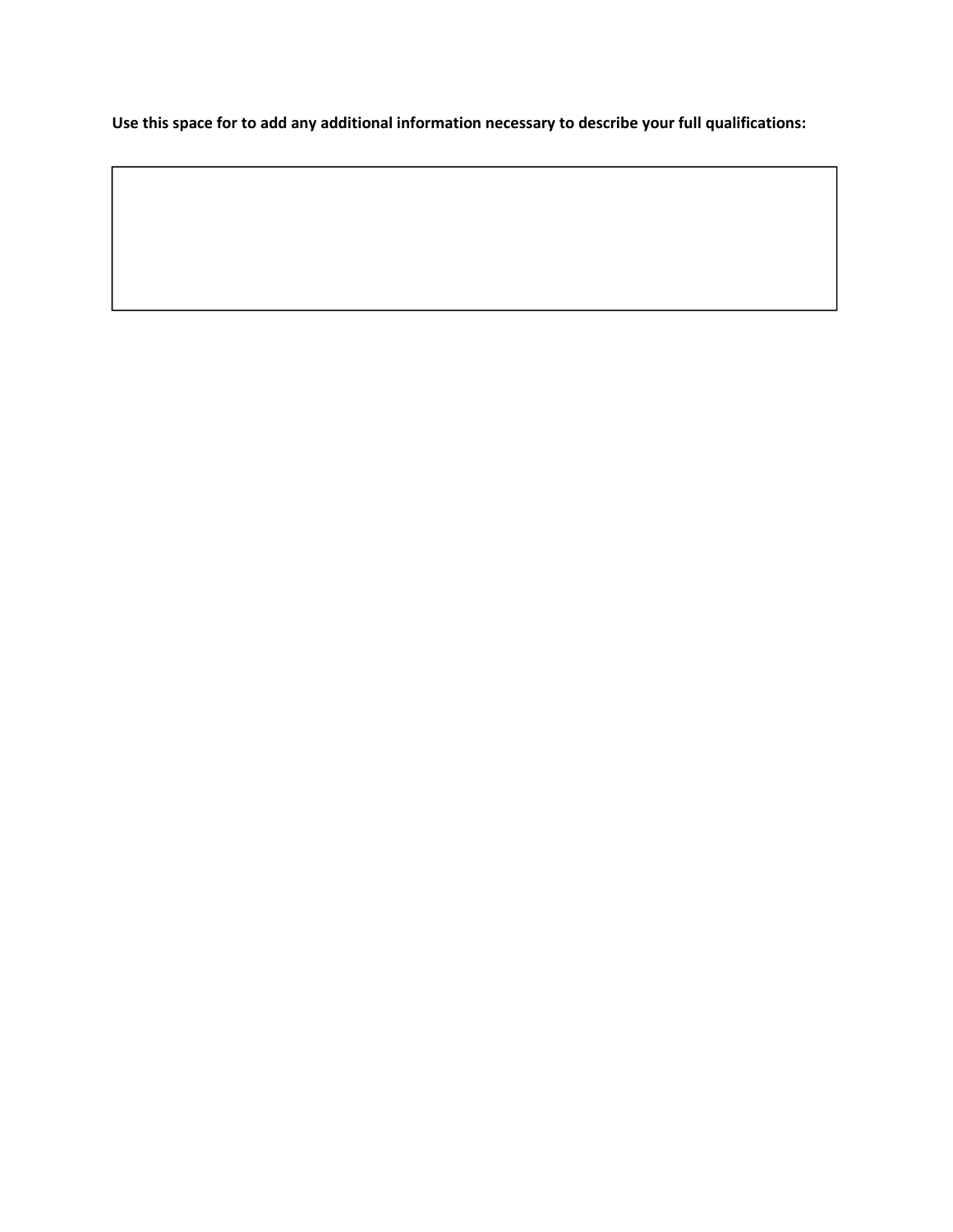**Use this space for to add any additional information necessary to describe your full qualifications:**

| |
|---|
| |